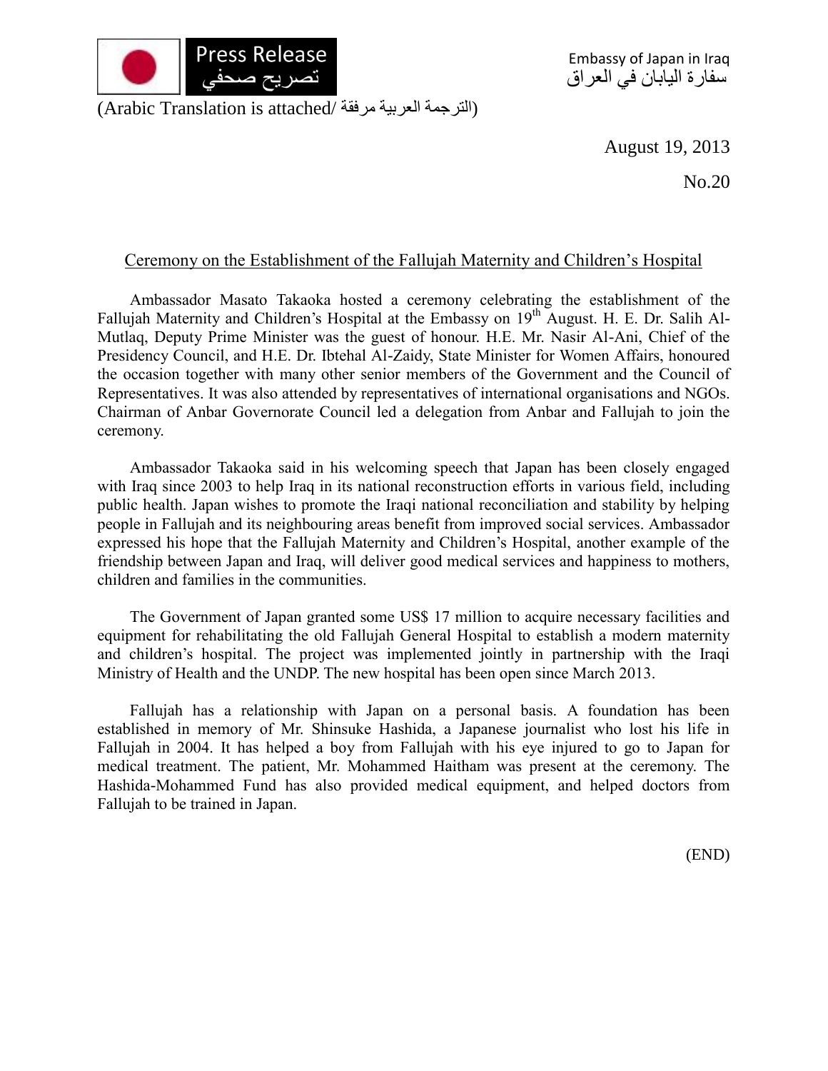Press Release
تصريح صحفي

Embassy of Japan in Iraq
سفارة اليابان في العراق

(Arabic Translation is attached/ الترجمة العربية مرفقة)

August 19, 2013

No.20

## Ceremony on the Establishment of the Fallujah Maternity and Children's Hospital

Ambassador Masato Takaoka hosted a ceremony celebrating the establishment of the Fallujah Maternity and Children's Hospital at the Embassy on 19th August. H. E. Dr. Salih Al-Mutlaq, Deputy Prime Minister was the guest of honour. H.E. Mr. Nasir Al-Ani, Chief of the Presidency Council, and H.E. Dr. Ibtehal Al-Zaidy, State Minister for Women Affairs, honoured the occasion together with many other senior members of the Government and the Council of Representatives. It was also attended by representatives of international organisations and NGOs. Chairman of Anbar Governorate Council led a delegation from Anbar and Fallujah to join the ceremony.

Ambassador Takaoka said in his welcoming speech that Japan has been closely engaged with Iraq since 2003 to help Iraq in its national reconstruction efforts in various field, including public health. Japan wishes to promote the Iraqi national reconciliation and stability by helping people in Fallujah and its neighbouring areas benefit from improved social services. Ambassador expressed his hope that the Fallujah Maternity and Children's Hospital, another example of the friendship between Japan and Iraq, will deliver good medical services and happiness to mothers, children and families in the communities.

The Government of Japan granted some US$ 17 million to acquire necessary facilities and equipment for rehabilitating the old Fallujah General Hospital to establish a modern maternity and children's hospital. The project was implemented jointly in partnership with the Iraqi Ministry of Health and the UNDP. The new hospital has been open since March 2013.

Fallujah has a relationship with Japan on a personal basis. A foundation has been established in memory of Mr. Shinsuke Hashida, a Japanese journalist who lost his life in Fallujah in 2004. It has helped a boy from Fallujah with his eye injured to go to Japan for medical treatment. The patient, Mr. Mohammed Haitham was present at the ceremony. The Hashida-Mohammed Fund has also provided medical equipment, and helped doctors from Fallujah to be trained in Japan.

(END)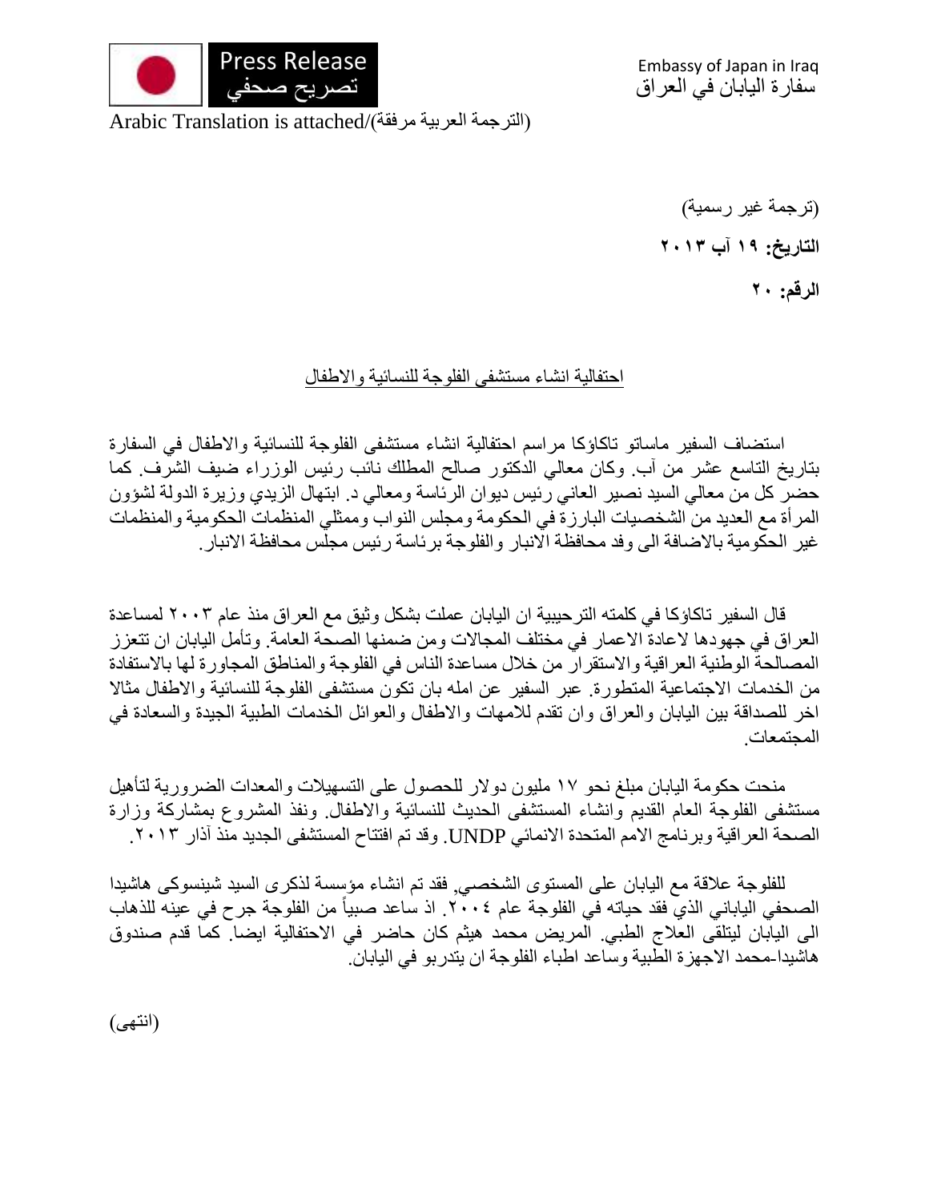Press Release
تصريح صحفي

Embassy of Japan in Iraq
سفارة اليابان في العراق

Arabic Translation is attached/(الترجمة العربية مرفقة)

(ترجمة غير رسمية)

**التاريخ: ١٩ آب ٢٠١٣**

**الرقم: ٢٠**

احتفالية انشاء مستشفى الفلوجة للنسائية والاطفال

استضاف السفير ماساتو تاكاؤكا مراسم احتفالية انشاء مستشفى الفلوجة للنسائية والاطفال في السفارة بتاريخ التاسع عشر من آب. وكان معالي الدكتور صالح المطلك نائب رئيس الوزراء ضيف الشرف. كما حضر كل من معالي السيد نصير العاني رئيس ديوان الرئاسة ومعالي د. ابتهال الزيدي وزيرة الدولة لشؤون المرأة مع العديد من الشخصيات البارزة في الحكومة ومجلس النواب وممثلي المنظمات الحكومية والمنظمات غير الحكومية بالاضافة الى وفد محافظة الانبار والفلوجة برئاسة رئيس مجلس محافظة الانبار.

قال السفير تاكاؤكا في كلمته الترحيبية ان اليابان عملت بشكل وثيق مع العراق منذ عام ٢٠٠٣ لمساعدة العراق في جهودها لاعادة الاعمار في مختلف المجالات ومن ضمنها الصحة العامة. وتأمل اليابان ان تتعزز المصالحة الوطنية العراقية والاستقرار من خلال مساعدة الناس في الفلوجة والمناطق المجاورة لها بالاستفادة من الخدمات الاجتماعية المتطورة. عبر السفير عن امله بان تكون مستشفى الفلوجة للنسائية والاطفال مثالا اخر للصداقة بين اليابان والعراق وان تقدم للامهات والاطفال والعوائل الخدمات الطبية الجيدة والسعادة في المجتمعات.

منحت حكومة اليابان مبلغ نحو ١٧ مليون دولار للحصول على التسهيلات والمعدات الضرورية لتأهيل مستشفى الفلوجة العام القديم وانشاء المستشفى الحديث للنسائية والاطفال. ونفذ المشروع بمشاركة وزارة الصحة العراقية وبرنامج الامم المتحدة الانمائي UNDP. وقد تم افتتاح المستشفى الجديد منذ آذار ٢٠١٣.

للفلوجة علاقة مع اليابان على المستوى الشخصي, فقد تم انشاء مؤسسة لذكرى السيد شينسوكي هاشيدا الصحفي الياباني الذي فقد حياته في الفلوجة عام ٢٠٠٤. اذ ساعد صبياً من الفلوجة جرح في عينه للذهاب الى اليابان ليتلقى العلاج الطبي. المريض محمد هيثم كان حاضر في الاحتفالية ايضا. كما قدم صندوق هاشيدا-محمد الاجهزة الطبية وساعد اطباء الفلوجة ان يتدربو في اليابان.

(انتهى)